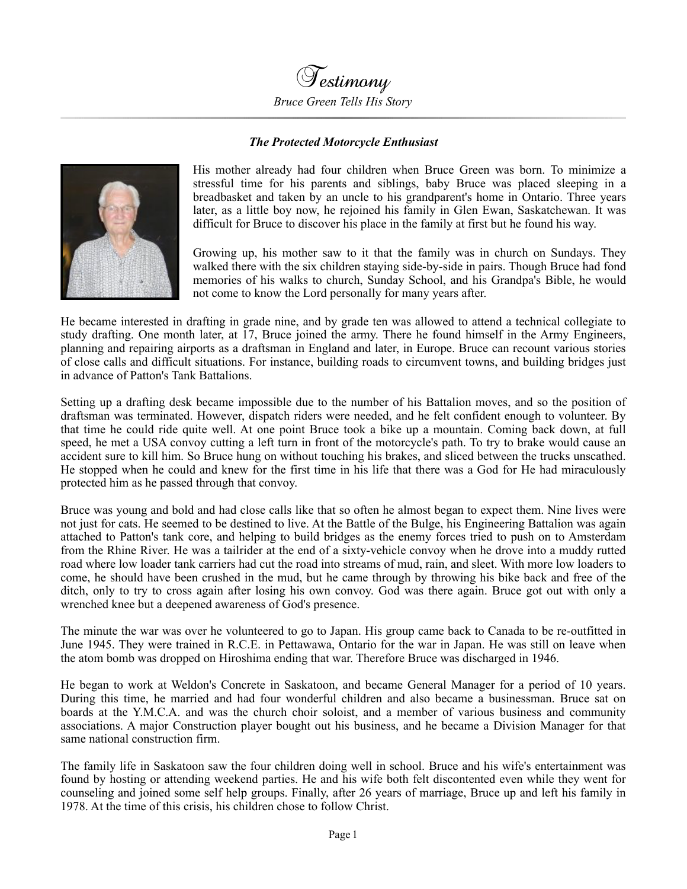# Testimony

*Bruce Green Tells His Story*

***The Protected Motorcycle Enthusiast***

His mother already had four children when Bruce Green was born. To minimize a stressful time for his parents and siblings, baby Bruce was placed sleeping in a breadbasket and taken by an uncle to his grandparent's home in Ontario. Three years later, as a little boy now, he rejoined his family in Glen Ewan, Saskatchewan. It was difficult for Bruce to discover his place in the family at first but he found his way.

Growing up, his mother saw to it that the family was in church on Sundays. They walked there with the six children staying side-by-side in pairs. Though Bruce had fond memories of his walks to church, Sunday School, and his Grandpa's Bible, he would not come to know the Lord personally for many years after.

He became interested in drafting in grade nine, and by grade ten was allowed to attend a technical collegiate to study drafting. One month later, at 17, Bruce joined the army. There he found himself in the Army Engineers, planning and repairing airports as a draftsman in England and later, in Europe. Bruce can recount various stories of close calls and difficult situations. For instance, building roads to circumvent towns, and building bridges just in advance of Patton's Tank Battalions.

Setting up a drafting desk became impossible due to the number of his Battalion moves, and so the position of draftsman was terminated. However, dispatch riders were needed, and he felt confident enough to volunteer. By that time he could ride quite well. At one point Bruce took a bike up a mountain. Coming back down, at full speed, he met a USA convoy cutting a left turn in front of the motorcycle's path. To try to brake would cause an accident sure to kill him. So Bruce hung on without touching his brakes, and sliced between the trucks unscathed. He stopped when he could and knew for the first time in his life that there was a God for He had miraculously protected him as he passed through that convoy.

Bruce was young and bold and had close calls like that so often he almost began to expect them. Nine lives were not just for cats. He seemed to be destined to live. At the Battle of the Bulge, his Engineering Battalion was again attached to Patton's tank core, and helping to build bridges as the enemy forces tried to push on to Amsterdam from the Rhine River. He was a tailrider at the end of a sixty-vehicle convoy when he drove into a muddy rutted road where low loader tank carriers had cut the road into streams of mud, rain, and sleet. With more low loaders to come, he should have been crushed in the mud, but he came through by throwing his bike back and free of the ditch, only to try to cross again after losing his own convoy. God was there again. Bruce got out with only a wrenched knee but a deepened awareness of God's presence.

The minute the war was over he volunteered to go to Japan. His group came back to Canada to be re-outfitted in June 1945. They were trained in R.C.E. in Pettawawa, Ontario for the war in Japan. He was still on leave when the atom bomb was dropped on Hiroshima ending that war. Therefore Bruce was discharged in 1946.

He began to work at Weldon's Concrete in Saskatoon, and became General Manager for a period of 10 years. During this time, he married and had four wonderful children and also became a businessman. Bruce sat on boards at the Y.M.C.A. and was the church choir soloist, and a member of various business and community associations. A major Construction player bought out his business, and he became a Division Manager for that same national construction firm.

The family life in Saskatoon saw the four children doing well in school. Bruce and his wife's entertainment was found by hosting or attending weekend parties. He and his wife both felt discontented even while they went for counseling and joined some self help groups. Finally, after 26 years of marriage, Bruce up and left his family in 1978. At the time of this crisis, his children chose to follow Christ.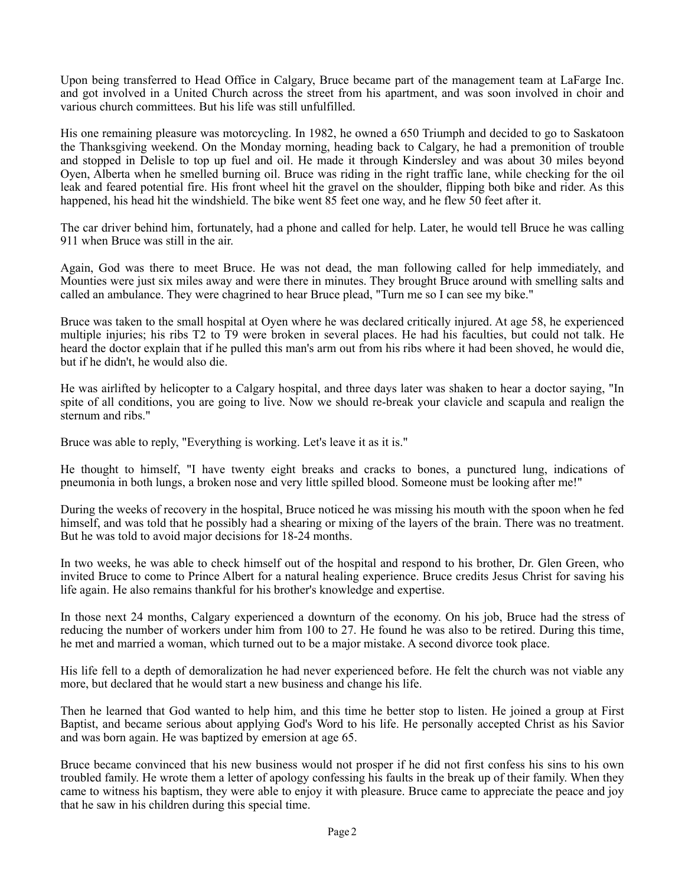Upon being transferred to Head Office in Calgary, Bruce became part of the management team at LaFarge Inc. and got involved in a United Church across the street from his apartment, and was soon involved in choir and various church committees. But his life was still unfulfilled.

His one remaining pleasure was motorcycling. In 1982, he owned a 650 Triumph and decided to go to Saskatoon the Thanksgiving weekend. On the Monday morning, heading back to Calgary, he had a premonition of trouble and stopped in Delisle to top up fuel and oil. He made it through Kindersley and was about 30 miles beyond Oyen, Alberta when he smelled burning oil. Bruce was riding in the right traffic lane, while checking for the oil leak and feared potential fire. His front wheel hit the gravel on the shoulder, flipping both bike and rider. As this happened, his head hit the windshield. The bike went 85 feet one way, and he flew 50 feet after it.

The car driver behind him, fortunately, had a phone and called for help. Later, he would tell Bruce he was calling 911 when Bruce was still in the air.

Again, God was there to meet Bruce. He was not dead, the man following called for help immediately, and Mounties were just six miles away and were there in minutes. They brought Bruce around with smelling salts and called an ambulance. They were chagrined to hear Bruce plead, "Turn me so I can see my bike."

Bruce was taken to the small hospital at Oyen where he was declared critically injured. At age 58, he experienced multiple injuries; his ribs T2 to T9 were broken in several places. He had his faculties, but could not talk. He heard the doctor explain that if he pulled this man's arm out from his ribs where it had been shoved, he would die, but if he didn't, he would also die.

He was airlifted by helicopter to a Calgary hospital, and three days later was shaken to hear a doctor saying, "In spite of all conditions, you are going to live. Now we should re-break your clavicle and scapula and realign the sternum and ribs."

Bruce was able to reply, "Everything is working. Let's leave it as it is."

He thought to himself, "I have twenty eight breaks and cracks to bones, a punctured lung, indications of pneumonia in both lungs, a broken nose and very little spilled blood. Someone must be looking after me!"

During the weeks of recovery in the hospital, Bruce noticed he was missing his mouth with the spoon when he fed himself, and was told that he possibly had a shearing or mixing of the layers of the brain. There was no treatment. But he was told to avoid major decisions for 18-24 months.

In two weeks, he was able to check himself out of the hospital and respond to his brother, Dr. Glen Green, who invited Bruce to come to Prince Albert for a natural healing experience. Bruce credits Jesus Christ for saving his life again. He also remains thankful for his brother's knowledge and expertise.

In those next 24 months, Calgary experienced a downturn of the economy. On his job, Bruce had the stress of reducing the number of workers under him from 100 to 27. He found he was also to be retired. During this time, he met and married a woman, which turned out to be a major mistake. A second divorce took place.

His life fell to a depth of demoralization he had never experienced before. He felt the church was not viable any more, but declared that he would start a new business and change his life.

Then he learned that God wanted to help him, and this time he better stop to listen. He joined a group at First Baptist, and became serious about applying God's Word to his life. He personally accepted Christ as his Savior and was born again. He was baptized by emersion at age 65.

Bruce became convinced that his new business would not prosper if he did not first confess his sins to his own troubled family. He wrote them a letter of apology confessing his faults in the break up of their family. When they came to witness his baptism, they were able to enjoy it with pleasure. Bruce came to appreciate the peace and joy that he saw in his children during this special time.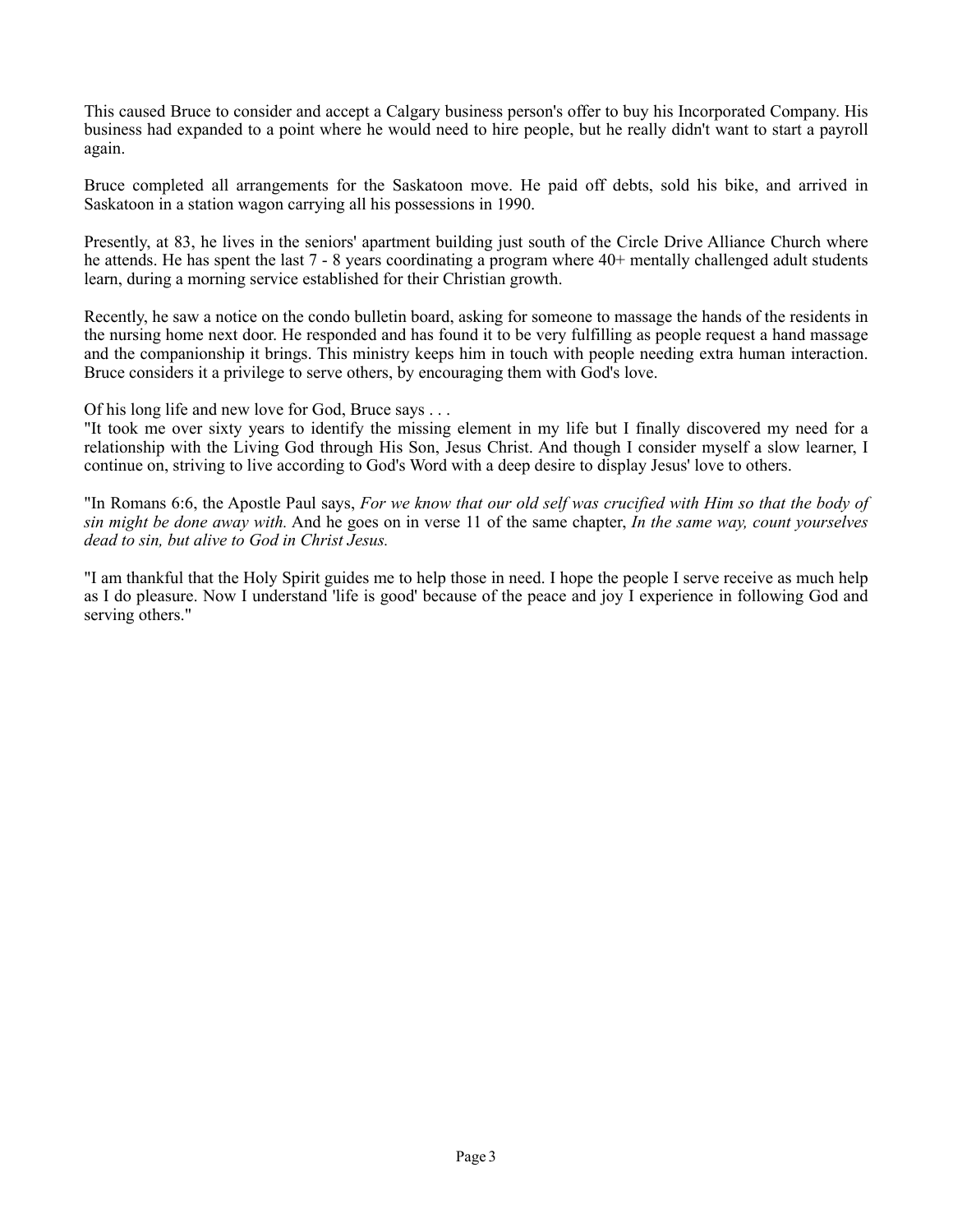This caused Bruce to consider and accept a Calgary business person's offer to buy his Incorporated Company. His business had expanded to a point where he would need to hire people, but he really didn't want to start a payroll again.

Bruce completed all arrangements for the Saskatoon move. He paid off debts, sold his bike, and arrived in Saskatoon in a station wagon carrying all his possessions in 1990.

Presently, at 83, he lives in the seniors' apartment building just south of the Circle Drive Alliance Church where he attends. He has spent the last 7 - 8 years coordinating a program where 40+ mentally challenged adult students learn, during a morning service established for their Christian growth.

Recently, he saw a notice on the condo bulletin board, asking for someone to massage the hands of the residents in the nursing home next door. He responded and has found it to be very fulfilling as people request a hand massage and the companionship it brings. This ministry keeps him in touch with people needing extra human interaction. Bruce considers it a privilege to serve others, by encouraging them with God's love.

Of his long life and new love for God, Bruce says . . .
"It took me over sixty years to identify the missing element in my life but I finally discovered my need for a relationship with the Living God through His Son, Jesus Christ. And though I consider myself a slow learner, I continue on, striving to live according to God's Word with a deep desire to display Jesus' love to others.

"In Romans 6:6, the Apostle Paul says, *For we know that our old self was crucified with Him so that the body of sin might be done away with.* And he goes on in verse 11 of the same chapter, *In the same way, count yourselves dead to sin, but alive to God in Christ Jesus.*

"I am thankful that the Holy Spirit guides me to help those in need. I hope the people I serve receive as much help as I do pleasure. Now I understand 'life is good' because of the peace and joy I experience in following God and serving others."